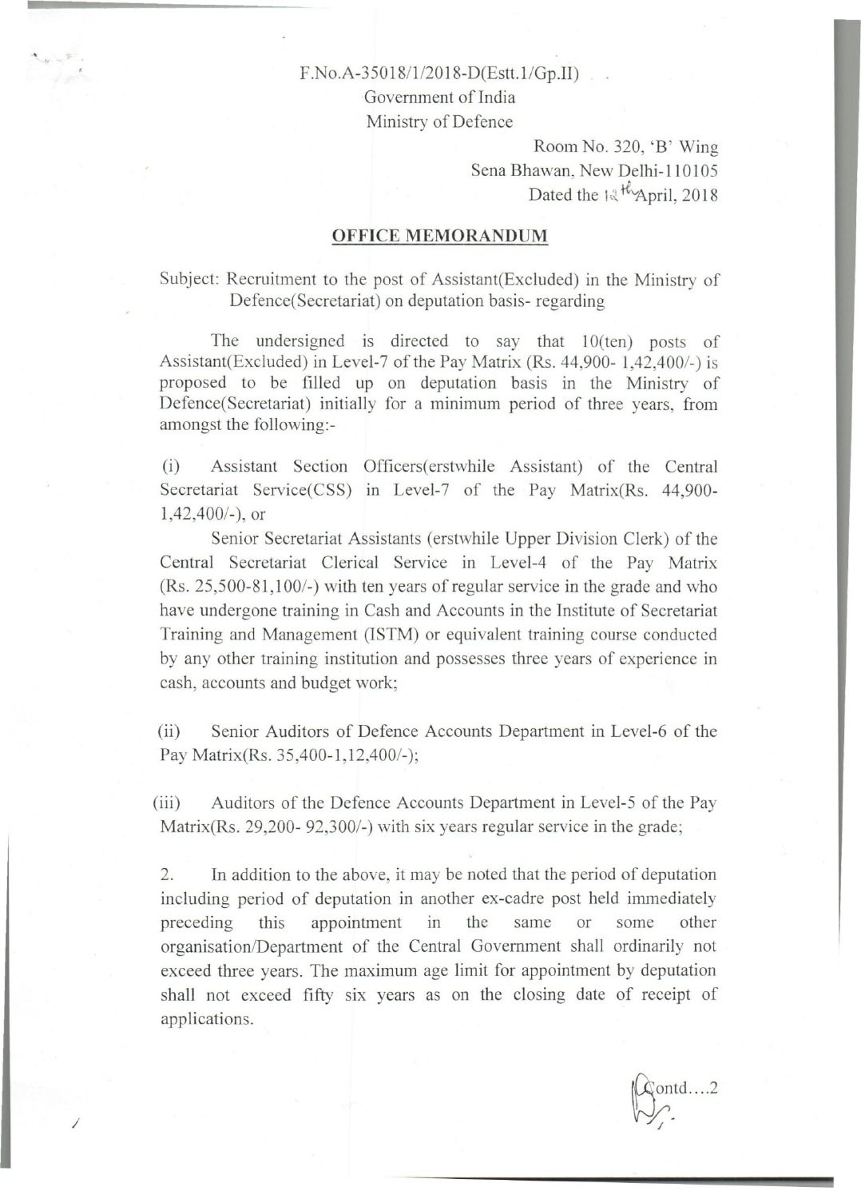F.No.A-35018/1/2018-D(Estt.1/Gp.II)
Government of India
Ministry of Defence

Room No. 320, 'B' Wing
Sena Bhawan, New Delhi-110105
Dated the 12th April, 2018

## OFFICE MEMORANDUM

Subject: Recruitment to the post of Assistant(Excluded) in the Ministry of Defence(Secretariat) on deputation basis- regarding

The undersigned is directed to say that 10(ten) posts of Assistant(Excluded) in Level-7 of the Pay Matrix (Rs. 44,900- 1,42,400/-) is proposed to be filled up on deputation basis in the Ministry of Defence(Secretariat) initially for a minimum period of three years, from amongst the following:-

(i) Assistant Section Officers(erstwhile Assistant) of the Central Secretariat Service(CSS) in Level-7 of the Pay Matrix(Rs. 44,900- 1,42,400/-), or

Senior Secretariat Assistants (erstwhile Upper Division Clerk) of the Central Secretariat Clerical Service in Level-4 of the Pay Matrix (Rs. 25,500-81,100/-) with ten years of regular service in the grade and who have undergone training in Cash and Accounts in the Institute of Secretariat Training and Management (ISTM) or equivalent training course conducted by any other training institution and possesses three years of experience in cash, accounts and budget work;

(ii) Senior Auditors of Defence Accounts Department in Level-6 of the Pay Matrix(Rs. 35,400-1,12,400/-);

(iii) Auditors of the Defence Accounts Department in Level-5 of the Pay Matrix(Rs. 29,200- 92,300/-) with six years regular service in the grade;

2. In addition to the above, it may be noted that the period of deputation including period of deputation in another ex-cadre post held immediately preceding this appointment in the same or some other organisation/Department of the Central Government shall ordinarily not exceed three years. The maximum age limit for appointment by deputation shall not exceed fifty six years as on the closing date of receipt of applications.

Contd....2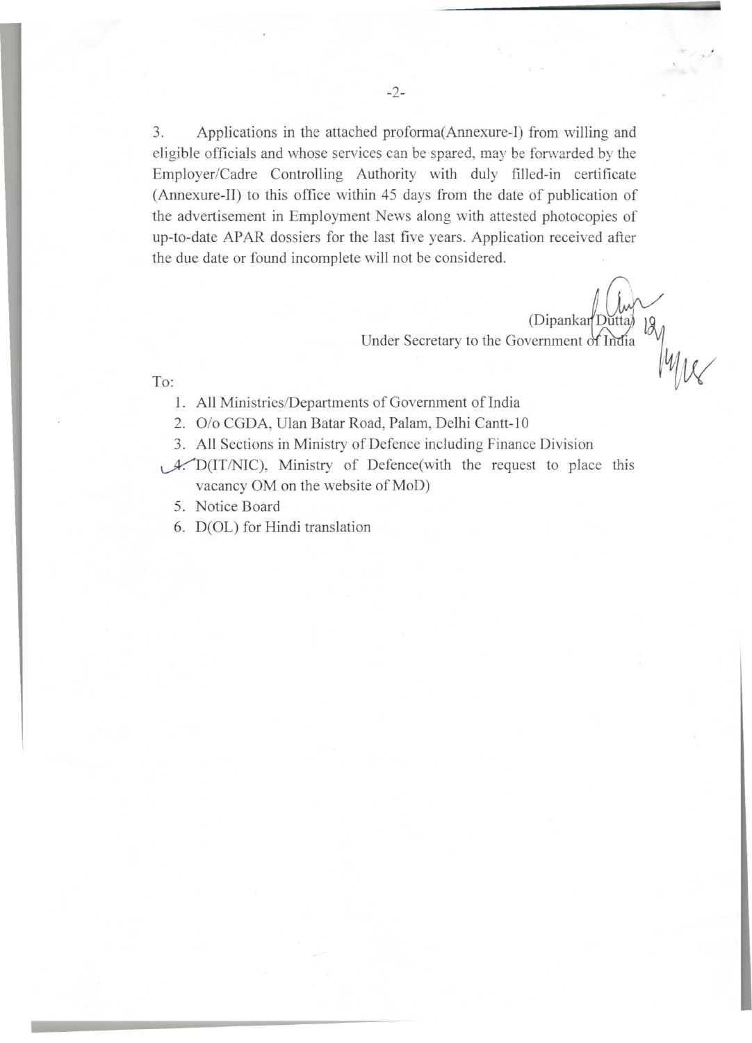3. Applications in the attached proforma(Annexure-I) from willing and eligible officials and whose services can be spared, may be forwarded by the Employer/Cadre Controlling Authority with duly filled-in certificate (Annexure-II) to this office within 45 days from the date of publication of the advertisement in Employment News along with attested photocopies of up-to-date APAR dossiers for the last five years. Application received after the due date or found incomplete will not be considered.

(Dipankar Dutta) 18/4/18
Under Secretary to the Government of India

To:

1. All Ministries/Departments of Government of India
2. O/o CGDA, Ulan Batar Road, Palam, Delhi Cantt-10
3. All Sections in Ministry of Defence including Finance Division
4. D(IT/NIC), Ministry of Defence(with the request to place this vacancy OM on the website of MoD)
5. Notice Board
6. D(OL) for Hindi translation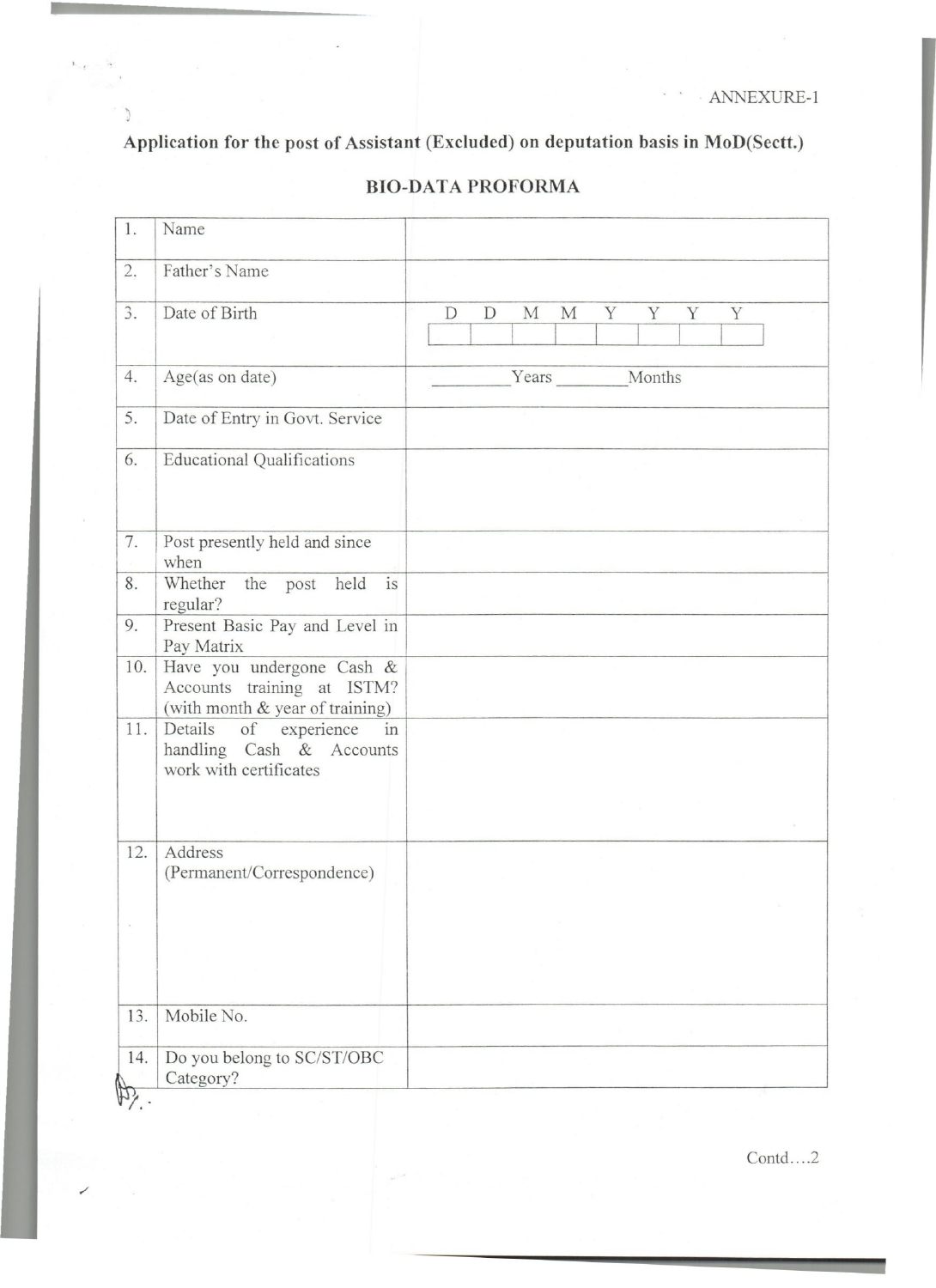ANNEXURE-1

**Application for the post of Assistant (Excluded) on deputation basis in MoD(Sectt.)**

## BIO-DATA PROFORMA

| | | |
|---|---|---|
| 1. | Name | |
| 2. | Father's Name | |
| 3. | Date of Birth | D D M M Y Y Y Y |
| 4. | Age(as on date) | \_\_\_\_\_\_\_\_ Years \_\_\_\_\_\_\_\_ Months |
| 5. | Date of Entry in Govt. Service | |
| 6. | Educational Qualifications | |
| 7. | Post presently held and since when | |
| 8. | Whether the post held is regular? | |
| 9. | Present Basic Pay and Level in Pay Matrix | |
| 10. | Have you undergone Cash & Accounts training at ISTM? (with month & year of training) | |
| 11. | Details of experience in handling Cash & Accounts work with certificates | |
| 12. | Address (Permanent/Correspondence) | |
| 13. | Mobile No. | |
| 14. | Do you belong to SC/ST/OBC Category? | |

Contd….2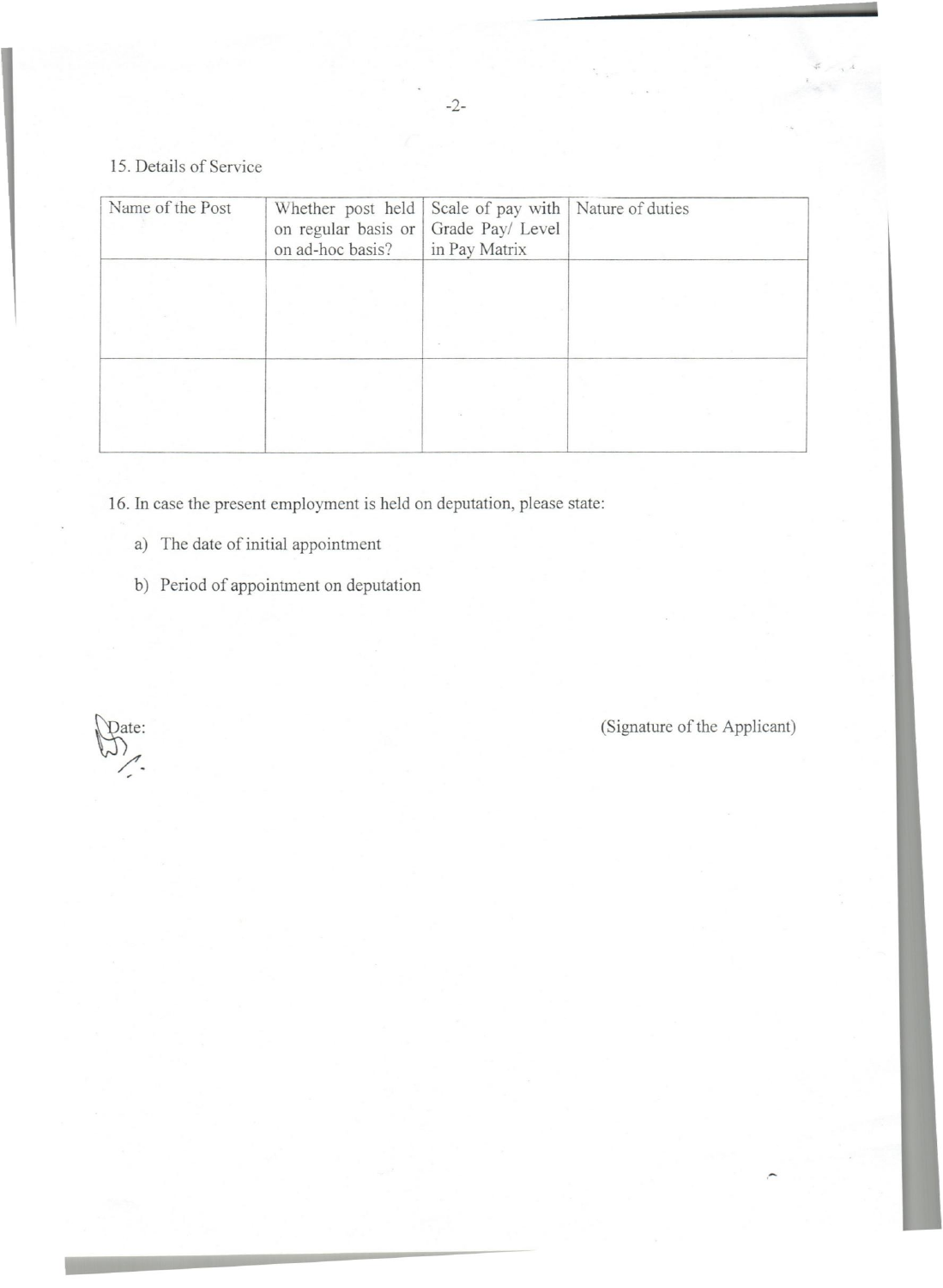15. Details of Service

| Name of the Post | Whether post held on regular basis or on ad-hoc basis? | Scale of pay with Grade Pay/ Level in Pay Matrix | Nature of duties |
|---|---|---|---|
| | | | |
| | | | |

16. In case the present employment is held on deputation, please state:

a) The date of initial appointment

b) Period of appointment on deputation

Date: (Signature of the Applicant)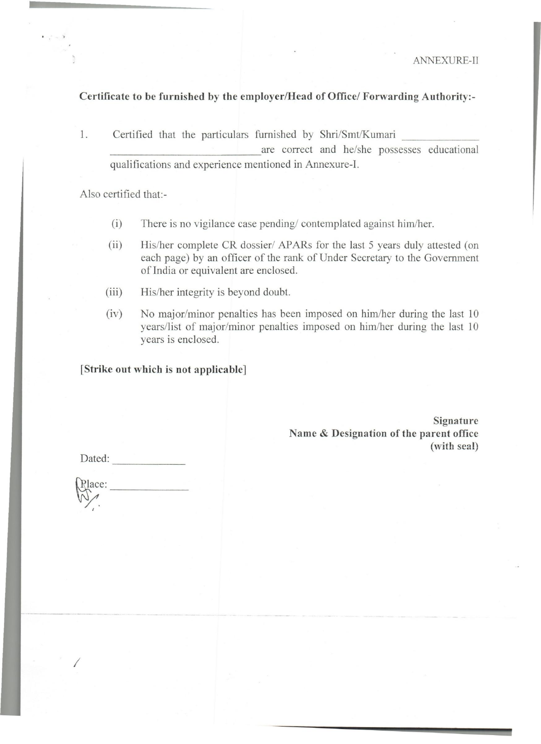ANNEXURE-II

**Certificate to be furnished by the employer/Head of Office/ Forwarding Authority:-**

1. Certified that the particulars furnished by Shri/Smt/Kumari _____________ ____________________________are correct and he/she possesses educational qualifications and experience mentioned in Annexure-I.

Also certified that:-

(i) There is no vigilance case pending/ contemplated against him/her.

(ii) His/her complete CR dossier/ APARs for the last 5 years duly attested (on each page) by an officer of the rank of Under Secretary to the Government of India or equivalent are enclosed.

(iii) His/her integrity is beyond doubt.

(iv) No major/minor penalties has been imposed on him/her during the last 10 years/list of major/minor penalties imposed on him/her during the last 10 years is enclosed.

**[Strike out which is not applicable]**

**Signature**
**Name & Designation of the parent office**
**(with seal)**

Dated: _____________

Place: _____________